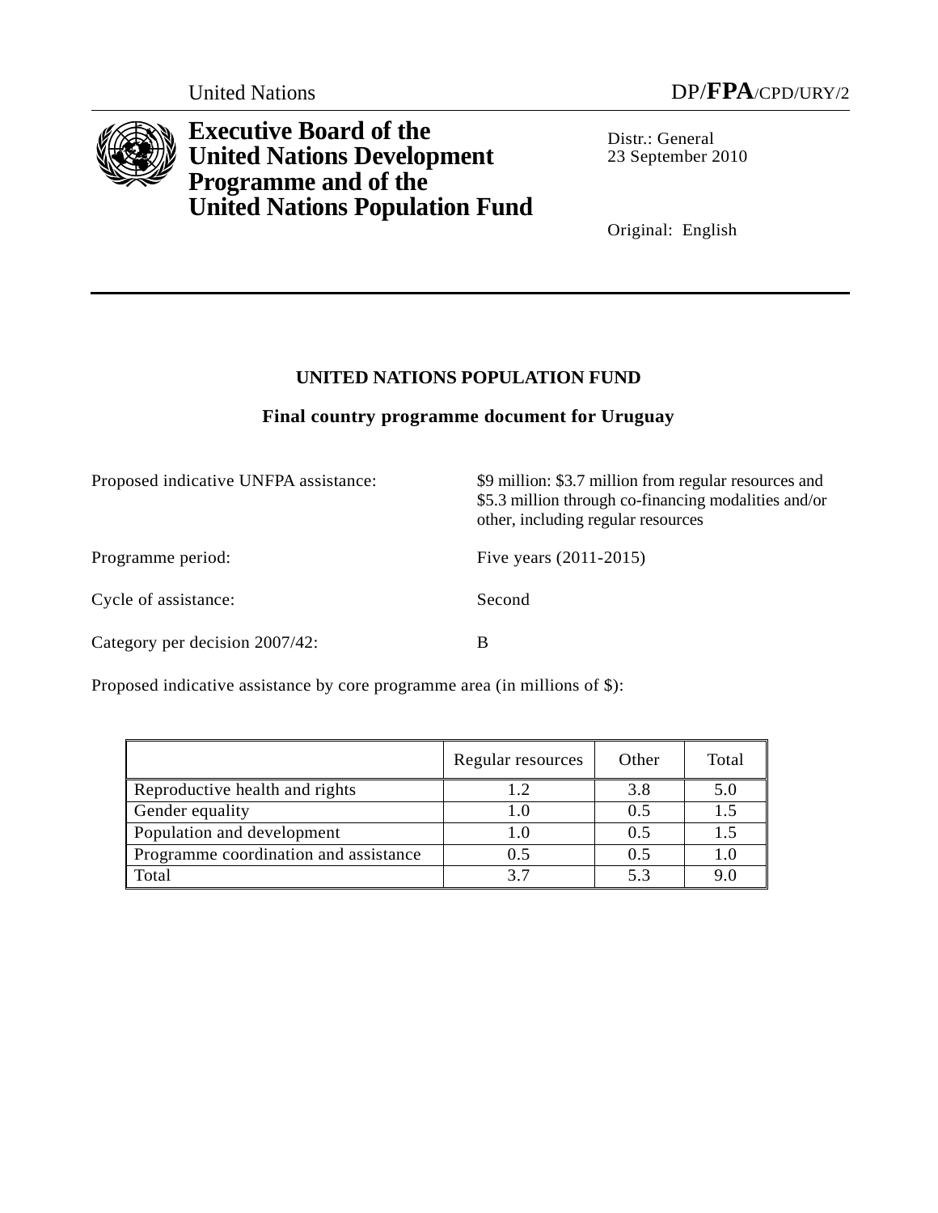United Nations DP/**FPA**/CPD/URY/2

**Executive Board of the United Nations Development Programme and of the United Nations Population Fund**

Distr.: General
23 September 2010

Original: English

## UNITED NATIONS POPULATION FUND

### Final country programme document for Uruguay

Proposed indicative UNFPA assistance: $9 million: $3.7 million from regular resources and $5.3 million through co-financing modalities and/or other, including regular resources

Programme period: Five years (2011-2015)

Cycle of assistance: Second

Category per decision 2007/42: B

Proposed indicative assistance by core programme area (in millions of $):

| | Regular resources | Other | Total |
|---|---|---|---|
| Reproductive health and rights | 1.2 | 3.8 | 5.0 |
| Gender equality | 1.0 | 0.5 | 1.5 |
| Population and development | 1.0 | 0.5 | 1.5 |
| Programme coordination and assistance | 0.5 | 0.5 | 1.0 |
| Total | 3.7 | 5.3 | 9.0 |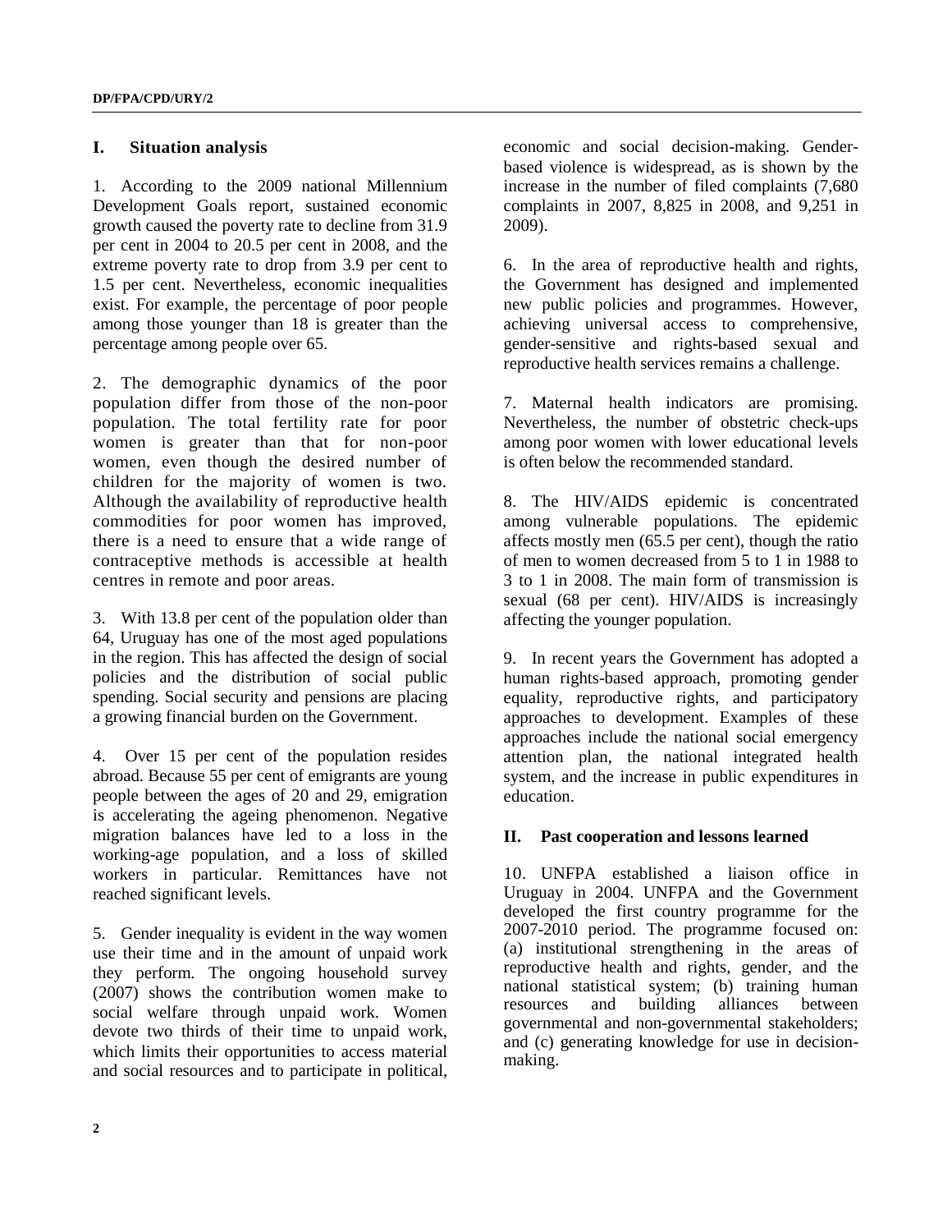## I. Situation analysis

1. According to the 2009 national Millennium Development Goals report, sustained economic growth caused the poverty rate to decline from 31.9 per cent in 2004 to 20.5 per cent in 2008, and the extreme poverty rate to drop from 3.9 per cent to 1.5 per cent. Nevertheless, economic inequalities exist. For example, the percentage of poor people among those younger than 18 is greater than the percentage among people over 65.

2. The demographic dynamics of the poor population differ from those of the non-poor population. The total fertility rate for poor women is greater than that for non-poor women, even though the desired number of children for the majority of women is two. Although the availability of reproductive health commodities for poor women has improved, there is a need to ensure that a wide range of contraceptive methods is accessible at health centres in remote and poor areas.

3. With 13.8 per cent of the population older than 64, Uruguay has one of the most aged populations in the region. This has affected the design of social policies and the distribution of social public spending. Social security and pensions are placing a growing financial burden on the Government.

4. Over 15 per cent of the population resides abroad. Because 55 per cent of emigrants are young people between the ages of 20 and 29, emigration is accelerating the ageing phenomenon. Negative migration balances have led to a loss in the working-age population, and a loss of skilled workers in particular. Remittances have not reached significant levels.

5. Gender inequality is evident in the way women use their time and in the amount of unpaid work they perform. The ongoing household survey (2007) shows the contribution women make to social welfare through unpaid work. Women devote two thirds of their time to unpaid work, which limits their opportunities to access material and social resources and to participate in political, economic and social decision-making. Gender-based violence is widespread, as is shown by the increase in the number of filed complaints (7,680 complaints in 2007, 8,825 in 2008, and 9,251 in 2009).

6. In the area of reproductive health and rights, the Government has designed and implemented new public policies and programmes. However, achieving universal access to comprehensive, gender-sensitive and rights-based sexual and reproductive health services remains a challenge.

7. Maternal health indicators are promising. Nevertheless, the number of obstetric check-ups among poor women with lower educational levels is often below the recommended standard.

8. The HIV/AIDS epidemic is concentrated among vulnerable populations. The epidemic affects mostly men (65.5 per cent), though the ratio of men to women decreased from 5 to 1 in 1988 to 3 to 1 in 2008. The main form of transmission is sexual (68 per cent). HIV/AIDS is increasingly affecting the younger population.

9. In recent years the Government has adopted a human rights-based approach, promoting gender equality, reproductive rights, and participatory approaches to development. Examples of these approaches include the national social emergency attention plan, the national integrated health system, and the increase in public expenditures in education.

## II. Past cooperation and lessons learned

10. UNFPA established a liaison office in Uruguay in 2004. UNFPA and the Government developed the first country programme for the 2007-2010 period. The programme focused on: (a) institutional strengthening in the areas of reproductive health and rights, gender, and the national statistical system; (b) training human resources and building alliances between governmental and non-governmental stakeholders; and (c) generating knowledge for use in decision-making.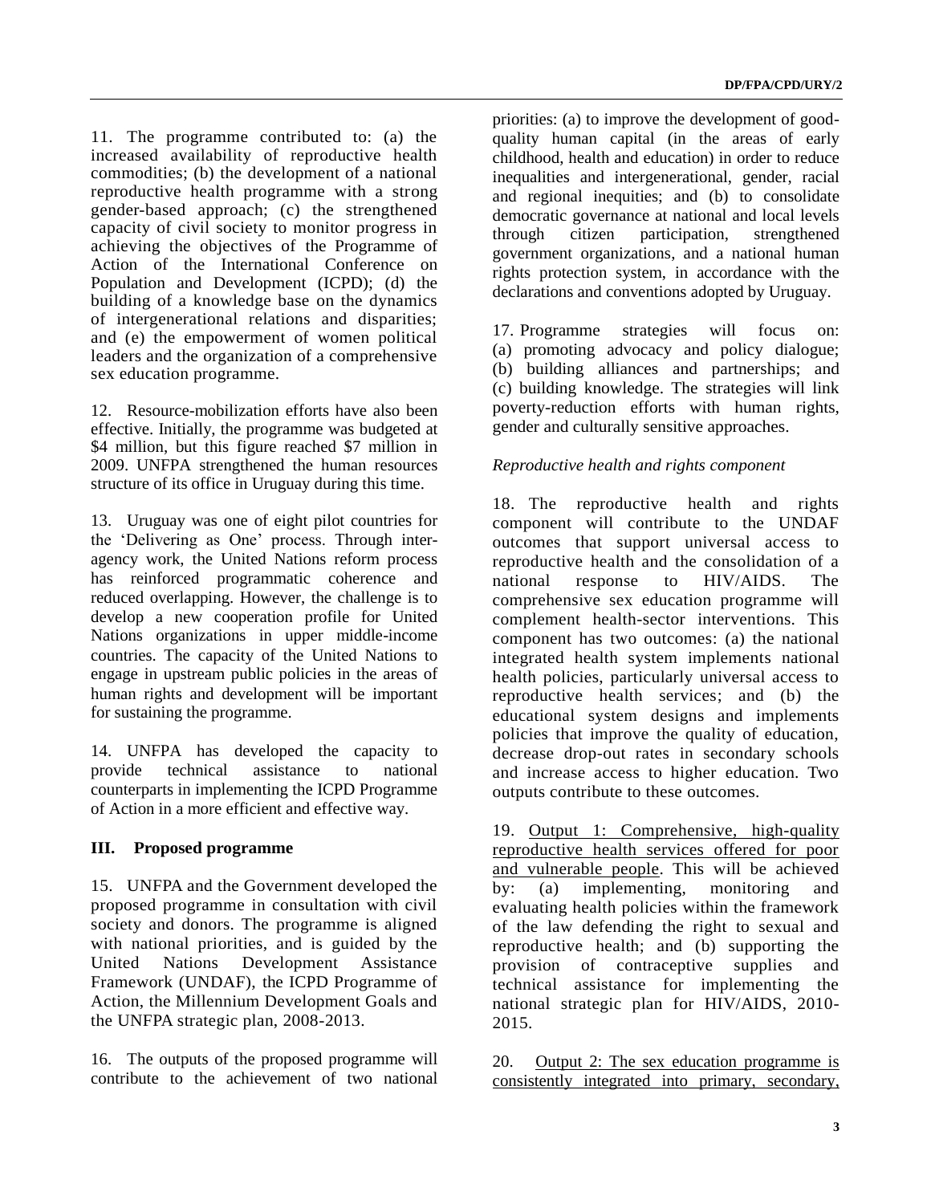11. The programme contributed to: (a) the increased availability of reproductive health commodities; (b) the development of a national reproductive health programme with a strong gender-based approach; (c) the strengthened capacity of civil society to monitor progress in achieving the objectives of the Programme of Action of the International Conference on Population and Development (ICPD); (d) the building of a knowledge base on the dynamics of intergenerational relations and disparities; and (e) the empowerment of women political leaders and the organization of a comprehensive sex education programme.

12. Resource-mobilization efforts have also been effective. Initially, the programme was budgeted at \$4 million, but this figure reached \$7 million in 2009. UNFPA strengthened the human resources structure of its office in Uruguay during this time.

13. Uruguay was one of eight pilot countries for the 'Delivering as One' process. Through inter-agency work, the United Nations reform process has reinforced programmatic coherence and reduced overlapping. However, the challenge is to develop a new cooperation profile for United Nations organizations in upper middle-income countries. The capacity of the United Nations to engage in upstream public policies in the areas of human rights and development will be important for sustaining the programme.

14. UNFPA has developed the capacity to provide technical assistance to national counterparts in implementing the ICPD Programme of Action in a more efficient and effective way.

## III. Proposed programme

15. UNFPA and the Government developed the proposed programme in consultation with civil society and donors. The programme is aligned with national priorities, and is guided by the United Nations Development Assistance Framework (UNDAF), the ICPD Programme of Action, the Millennium Development Goals and the UNFPA strategic plan, 2008-2013.

16. The outputs of the proposed programme will contribute to the achievement of two national priorities: (a) to improve the development of good-quality human capital (in the areas of early childhood, health and education) in order to reduce inequalities and intergenerational, gender, racial and regional inequities; and (b) to consolidate democratic governance at national and local levels through citizen participation, strengthened government organizations, and a national human rights protection system, in accordance with the declarations and conventions adopted by Uruguay.

17. Programme strategies will focus on: (a) promoting advocacy and policy dialogue; (b) building alliances and partnerships; and (c) building knowledge. The strategies will link poverty-reduction efforts with human rights, gender and culturally sensitive approaches.

*Reproductive health and rights component*

18. The reproductive health and rights component will contribute to the UNDAF outcomes that support universal access to reproductive health and the consolidation of a national response to HIV/AIDS. The comprehensive sex education programme will complement health-sector interventions. This component has two outcomes: (a) the national integrated health system implements national health policies, particularly universal access to reproductive health services; and (b) the educational system designs and implements policies that improve the quality of education, decrease drop-out rates in secondary schools and increase access to higher education. Two outputs contribute to these outcomes.

19. Output 1: Comprehensive, high-quality reproductive health services offered for poor and vulnerable people. This will be achieved by: (a) implementing, monitoring and evaluating health policies within the framework of the law defending the right to sexual and reproductive health; and (b) supporting the provision of contraceptive supplies and technical assistance for implementing the national strategic plan for HIV/AIDS, 2010-2015.

20. Output 2: The sex education programme is consistently integrated into primary, secondary,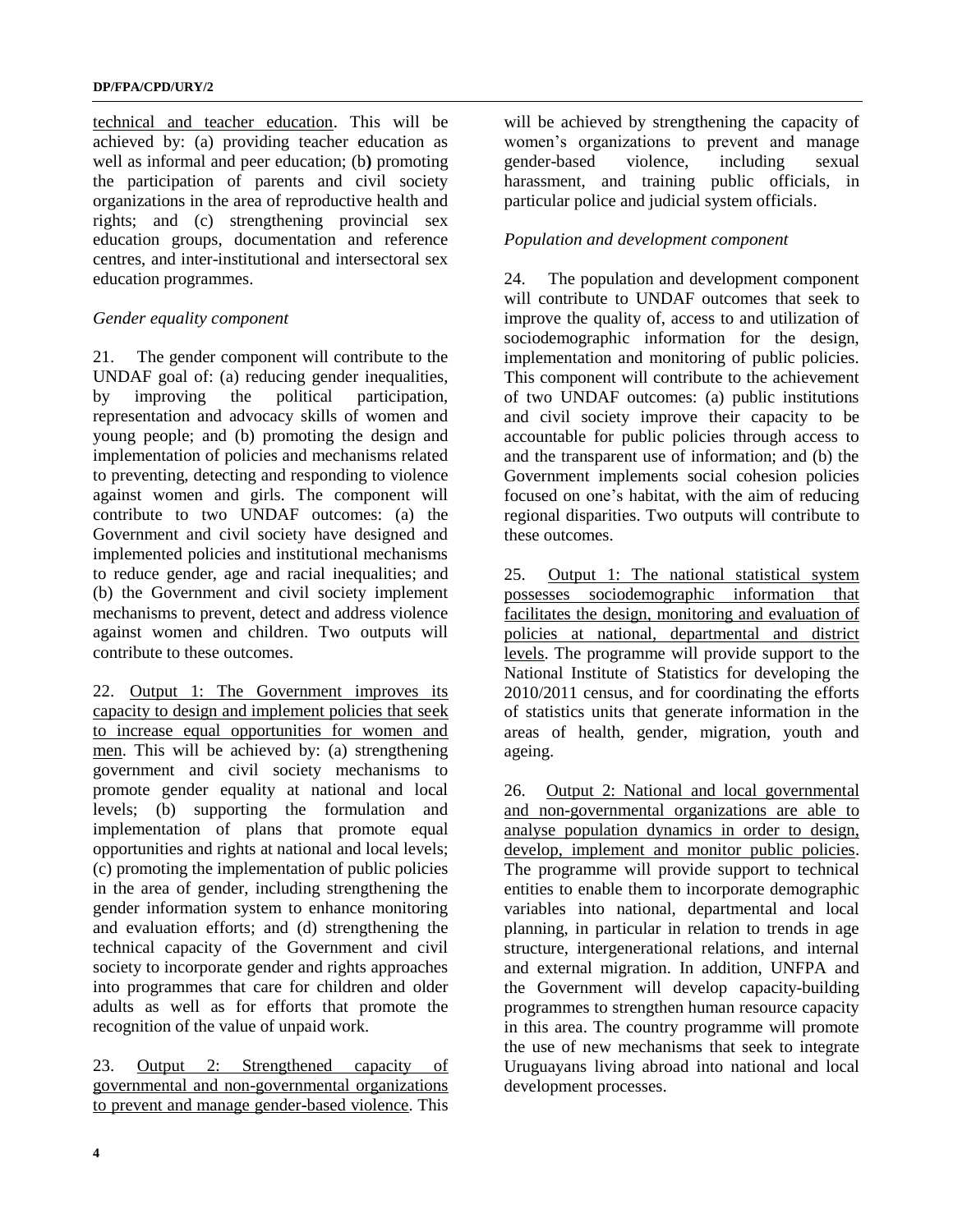technical and teacher education. This will be achieved by: (a) providing teacher education as well as informal and peer education; (b) promoting the participation of parents and civil society organizations in the area of reproductive health and rights; and (c) strengthening provincial sex education groups, documentation and reference centres, and inter-institutional and intersectoral sex education programmes.

*Gender equality component*

21. The gender component will contribute to the UNDAF goal of: (a) reducing gender inequalities, by improving the political participation, representation and advocacy skills of women and young people; and (b) promoting the design and implementation of policies and mechanisms related to preventing, detecting and responding to violence against women and girls. The component will contribute to two UNDAF outcomes: (a) the Government and civil society have designed and implemented policies and institutional mechanisms to reduce gender, age and racial inequalities; and (b) the Government and civil society implement mechanisms to prevent, detect and address violence against women and children. Two outputs will contribute to these outcomes.

22. Output 1: The Government improves its capacity to design and implement policies that seek to increase equal opportunities for women and men. This will be achieved by: (a) strengthening government and civil society mechanisms to promote gender equality at national and local levels; (b) supporting the formulation and implementation of plans that promote equal opportunities and rights at national and local levels; (c) promoting the implementation of public policies in the area of gender, including strengthening the gender information system to enhance monitoring and evaluation efforts; and (d) strengthening the technical capacity of the Government and civil society to incorporate gender and rights approaches into programmes that care for children and older adults as well as for efforts that promote the recognition of the value of unpaid work.

23. Output 2: Strengthened capacity of governmental and non-governmental organizations to prevent and manage gender-based violence. This will be achieved by strengthening the capacity of women's organizations to prevent and manage gender-based violence, including sexual harassment, and training public officials, in particular police and judicial system officials.

*Population and development component*

24. The population and development component will contribute to UNDAF outcomes that seek to improve the quality of, access to and utilization of sociodemographic information for the design, implementation and monitoring of public policies. This component will contribute to the achievement of two UNDAF outcomes: (a) public institutions and civil society improve their capacity to be accountable for public policies through access to and the transparent use of information; and (b) the Government implements social cohesion policies focused on one's habitat, with the aim of reducing regional disparities. Two outputs will contribute to these outcomes.

25. Output 1: The national statistical system possesses sociodemographic information that facilitates the design, monitoring and evaluation of policies at national, departmental and district levels. The programme will provide support to the National Institute of Statistics for developing the 2010/2011 census, and for coordinating the efforts of statistics units that generate information in the areas of health, gender, migration, youth and ageing.

26. Output 2: National and local governmental and non-governmental organizations are able to analyse population dynamics in order to design, develop, implement and monitor public policies. The programme will provide support to technical entities to enable them to incorporate demographic variables into national, departmental and local planning, in particular in relation to trends in age structure, intergenerational relations, and internal and external migration. In addition, UNFPA and the Government will develop capacity-building programmes to strengthen human resource capacity in this area. The country programme will promote the use of new mechanisms that seek to integrate Uruguayans living abroad into national and local development processes.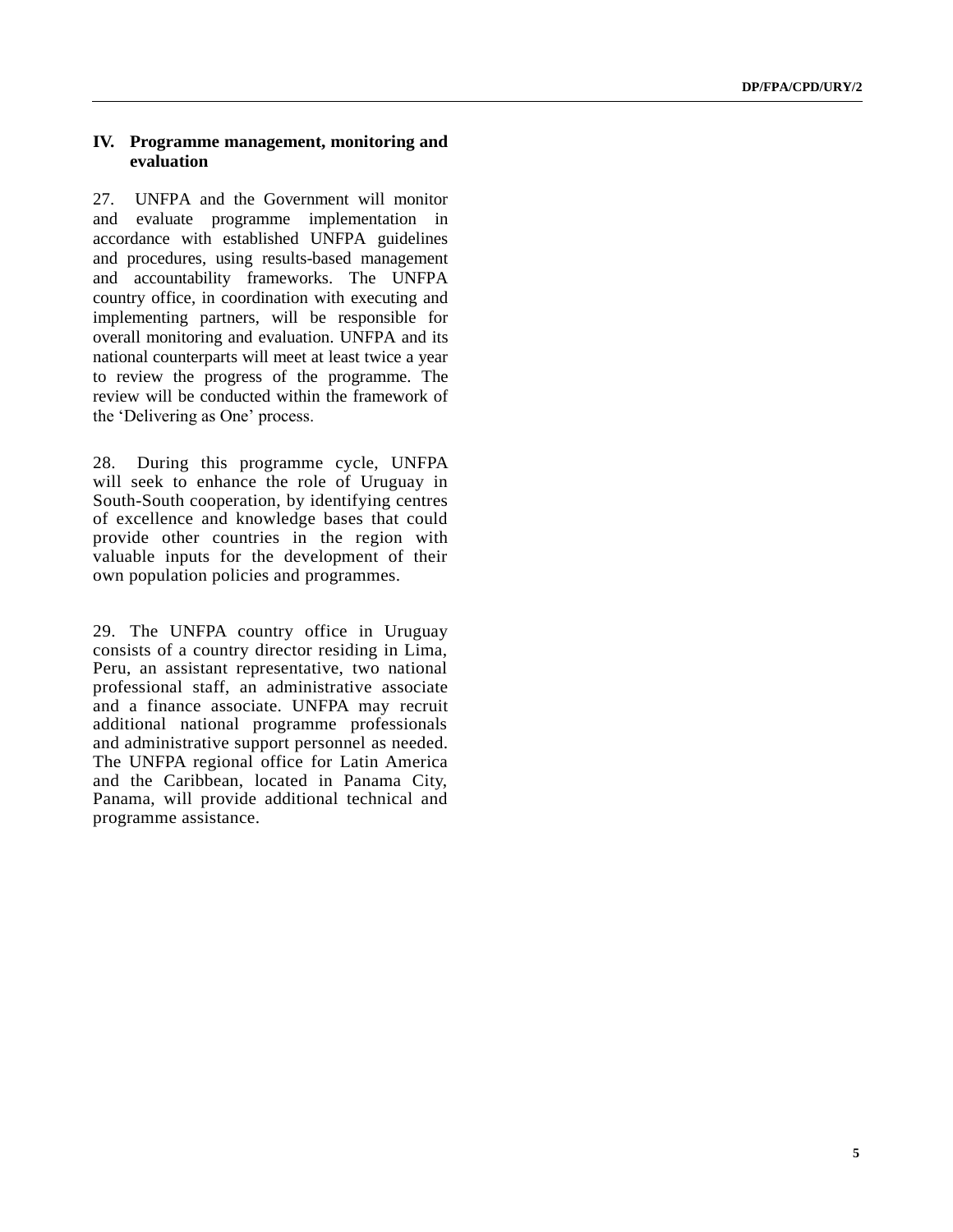## IV. Programme management, monitoring and evaluation

27. UNFPA and the Government will monitor and evaluate programme implementation in accordance with established UNFPA guidelines and procedures, using results-based management and accountability frameworks. The UNFPA country office, in coordination with executing and implementing partners, will be responsible for overall monitoring and evaluation. UNFPA and its national counterparts will meet at least twice a year to review the progress of the programme. The review will be conducted within the framework of the 'Delivering as One' process.

28. During this programme cycle, UNFPA will seek to enhance the role of Uruguay in South-South cooperation, by identifying centres of excellence and knowledge bases that could provide other countries in the region with valuable inputs for the development of their own population policies and programmes.

29. The UNFPA country office in Uruguay consists of a country director residing in Lima, Peru, an assistant representative, two national professional staff, an administrative associate and a finance associate. UNFPA may recruit additional national programme professionals and administrative support personnel as needed. The UNFPA regional office for Latin America and the Caribbean, located in Panama City, Panama, will provide additional technical and programme assistance.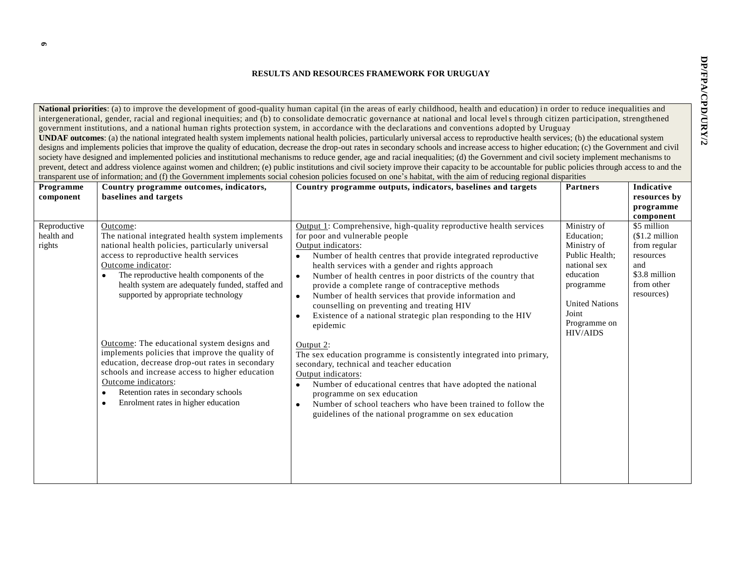# RESULTS AND RESOURCES FRAMEWORK FOR URUGUAY

**National priorities**: (a) to improve the development of good-quality human capital (in the areas of early childhood, health and education) in order to reduce inequalities and intergenerational, gender, racial and regional inequities; and (b) to consolidate democratic governance at national and local levels through citizen participation, strengthened government institutions, and a national human rights protection system, in accordance with the declarations and conventions adopted by Uruguay
**UNDAF outcomes**: (a) the national integrated health system implements national health policies, particularly universal access to reproductive health services; (b) the educational system designs and implements policies that improve the quality of education, decrease the drop-out rates in secondary schools and increase access to higher education; (c) the Government and civil society have designed and implemented policies and institutional mechanisms to reduce gender, age and racial inequalities; (d) the Government and civil society implement mechanisms to prevent, detect and address violence against women and children; (e) public institutions and civil society improve their capacity to be accountable for public policies through access to and the transparent use of information; and (f) the Government implements social cohesion policies focused on one's habitat, with the aim of reducing regional disparities

| Programme component | Country programme outcomes, indicators, baselines and targets | Country programme outputs, indicators, baselines and targets | Partners | Indicative resources by programme component |
|---|---|---|---|---|
| Reproductive health and rights | Outcome:<br>The national integrated health system implements national health policies, particularly universal access to reproductive health services<br>Outcome indicator:<br>• The reproductive health components of the health system are adequately funded, staffed and supported by appropriate technology<br><br>Outcome: The educational system designs and implements policies that improve the quality of education, decrease drop-out rates in secondary schools and increase access to higher education<br>Outcome indicators:<br>• Retention rates in secondary schools<br>• Enrolment rates in higher education | Output 1: Comprehensive, high-quality reproductive health services for poor and vulnerable people<br>Output indicators:<br>• Number of health centres that provide integrated reproductive health services with a gender and rights approach<br>• Number of health centres in poor districts of the country that provide a complete range of contraceptive methods<br>• Number of health services that provide information and counselling on preventing and treating HIV<br>• Existence of a national strategic plan responding to the HIV epidemic<br><br>Output 2:<br>The sex education programme is consistently integrated into primary, secondary, technical and teacher education<br>Output indicators:<br>• Number of educational centres that have adopted the national programme on sex education<br>• Number of school teachers who have been trained to follow the guidelines of the national programme on sex education | Ministry of Education; Ministry of Public Health; national sex education programme<br><br>United Nations Joint Programme on HIV/AIDS | \$5 million (\$1.2 million from regular resources and \$3.8 million from other resources) |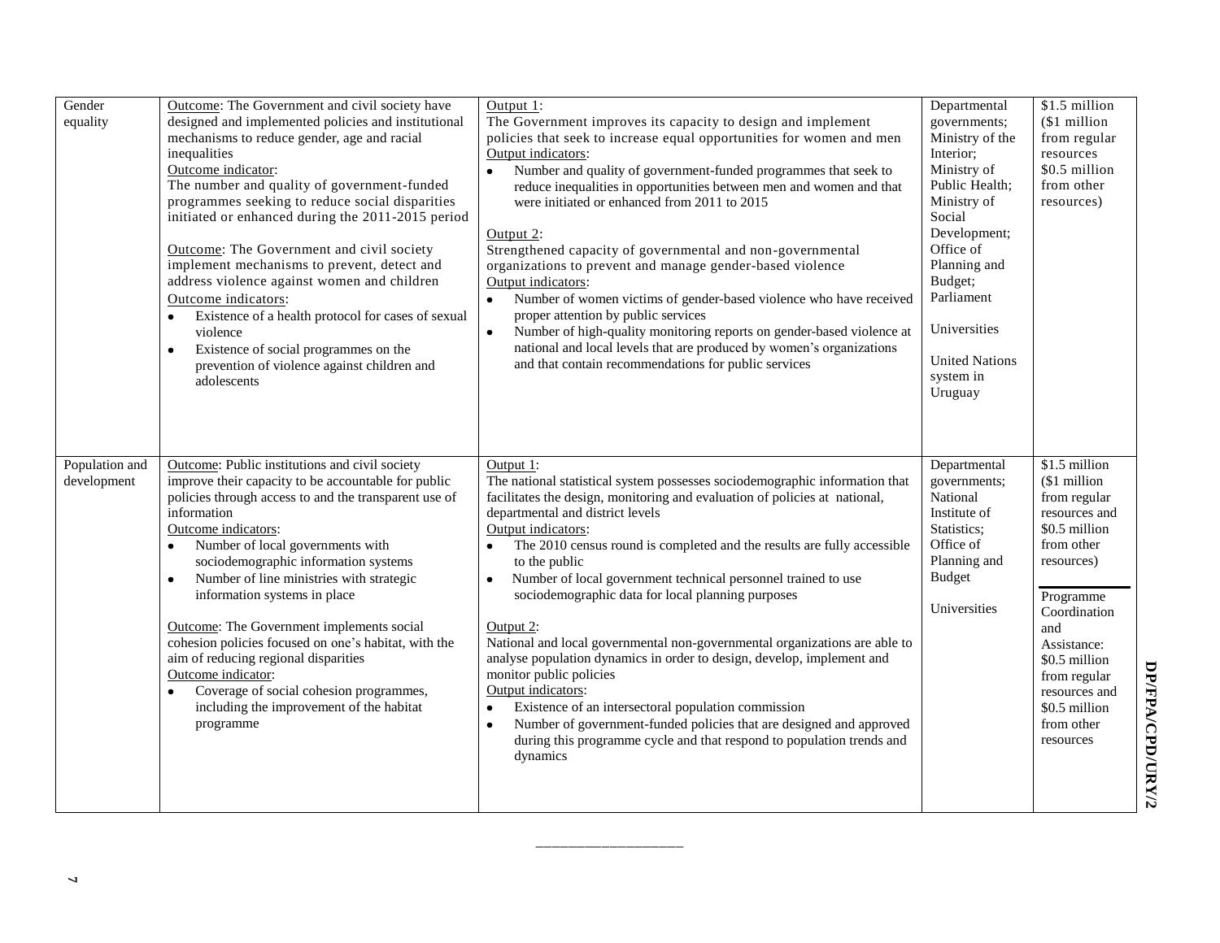| | | | | |
|---|---|---|---|---|
| Gender equality | <u>Outcome</u>: The Government and civil society have designed and implemented policies and institutional mechanisms to reduce gender, age and racial inequalities<br><u>Outcome indicator</u>:<br>The number and quality of government-funded programmes seeking to reduce social disparities initiated or enhanced during the 2011-2015 period<br><br><u>Outcome</u>: The Government and civil society implement mechanisms to prevent, detect and address violence against women and children<br><u>Outcome indicators</u>:<br>• Existence of a health protocol for cases of sexual violence<br>• Existence of social programmes on the prevention of violence against children and adolescents | <u>Output 1</u>:<br>The Government improves its capacity to design and implement policies that seek to increase equal opportunities for women and men<br><u>Output indicators</u>:<br>• Number and quality of government-funded programmes that seek to reduce inequalities in opportunities between men and women and that were initiated or enhanced from 2011 to 2015<br><br><u>Output 2</u>:<br>Strengthened capacity of governmental and non-governmental organizations to prevent and manage gender-based violence<br><u>Output indicators</u>:<br>• Number of women victims of gender-based violence who have received proper attention by public services<br>• Number of high-quality monitoring reports on gender-based violence at national and local levels that are produced by women's organizations and that contain recommendations for public services | Departmental governments; Ministry of the Interior; Ministry of Public Health; Ministry of Social Development; Office of Planning and Budget; Parliament<br><br>Universities<br><br>United Nations system in Uruguay | $1.5 million ($1 million from regular resources $0.5 million from other resources) |
| Population and development | <u>Outcome</u>: Public institutions and civil society improve their capacity to be accountable for public policies through access to and the transparent use of information<br><u>Outcome indicators</u>:<br>• Number of local governments with sociodemographic information systems<br>• Number of line ministries with strategic information systems in place<br><br><u>Outcome</u>: The Government implements social cohesion policies focused on one's habitat, with the aim of reducing regional disparities<br><u>Outcome indicator</u>:<br>• Coverage of social cohesion programmes, including the improvement of the habitat programme | <u>Output 1</u>:<br>The national statistical system possesses sociodemographic information that facilitates the design, monitoring and evaluation of policies at national, departmental and district levels<br><u>Output indicators</u>:<br>• The 2010 census round is completed and the results are fully accessible to the public<br>• Number of local government technical personnel trained to use sociodemographic data for local planning purposes<br><br><u>Output 2</u>:<br>National and local governmental non-governmental organizations are able to analyse population dynamics in order to design, develop, implement and monitor public policies<br><u>Output indicators</u>:<br>• Existence of an intersectoral population commission<br>• Number of government-funded policies that are designed and approved during this programme cycle and that respond to population trends and dynamics | Departmental governments; National Institute of Statistics; Office of Planning and Budget<br><br>Universities | $1.5 million ($1 million from regular resources and $0.5 million from other resources)<br><br>Programme Coordination and Assistance: $0.5 million from regular resources and $0.5 million from other resources |

__________________